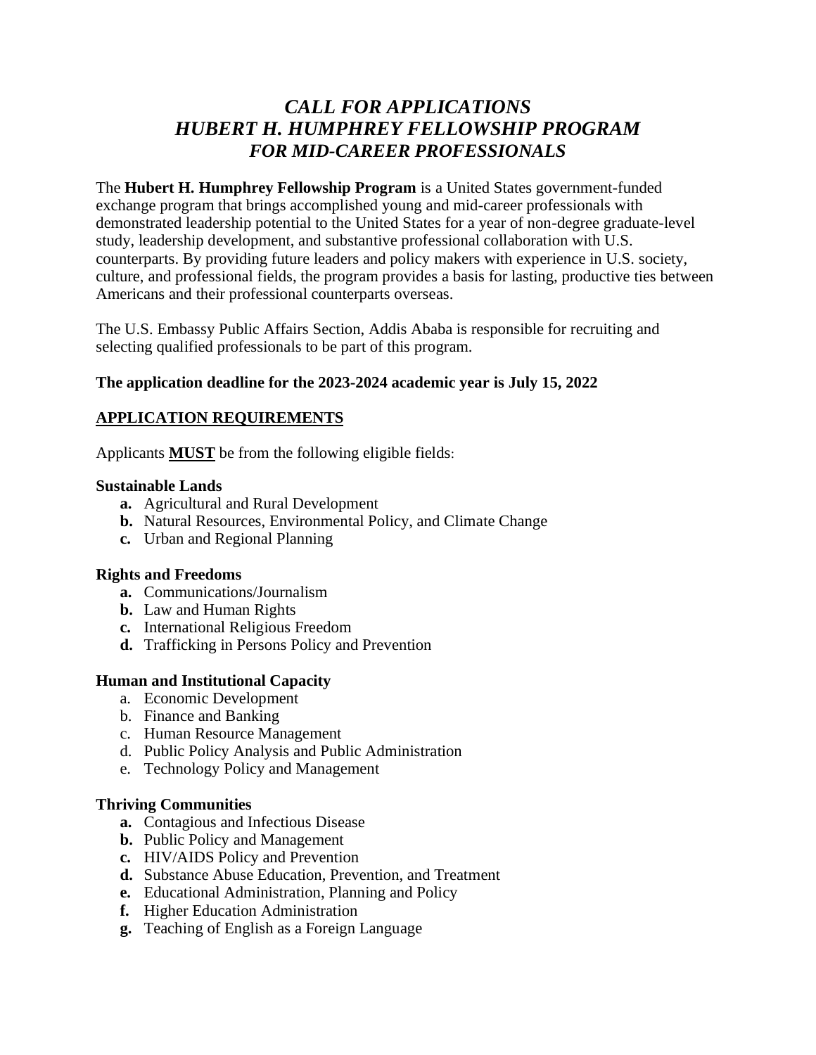# *CALL FOR APPLICATIONS*
# *HUBERT H. HUMPHREY FELLOWSHIP PROGRAM*
# *FOR MID-CAREER PROFESSIONALS*

The **Hubert H. Humphrey Fellowship Program** is a United States government-funded exchange program that brings accomplished young and mid-career professionals with demonstrated leadership potential to the United States for a year of non-degree graduate-level study, leadership development, and substantive professional collaboration with U.S. counterparts. By providing future leaders and policy makers with experience in U.S. society, culture, and professional fields, the program provides a basis for lasting, productive ties between Americans and their professional counterparts overseas.

The U.S. Embassy Public Affairs Section, Addis Ababa is responsible for recruiting and selecting qualified professionals to be part of this program.

**The application deadline for the 2023-2024 academic year is July 15, 2022**

## APPLICATION REQUIREMENTS

Applicants **MUST** be from the following eligible fields:

**Sustainable Lands**

- **a.** Agricultural and Rural Development
- **b.** Natural Resources, Environmental Policy, and Climate Change
- **c.** Urban and Regional Planning

**Rights and Freedoms**

- **a.** Communications/Journalism
- **b.** Law and Human Rights
- **c.** International Religious Freedom
- **d.** Trafficking in Persons Policy and Prevention

**Human and Institutional Capacity**

- a. Economic Development
- b. Finance and Banking
- c. Human Resource Management
- d. Public Policy Analysis and Public Administration
- e. Technology Policy and Management

**Thriving Communities**

- **a.** Contagious and Infectious Disease
- **b.** Public Policy and Management
- **c.** HIV/AIDS Policy and Prevention
- **d.** Substance Abuse Education, Prevention, and Treatment
- **e.** Educational Administration, Planning and Policy
- **f.** Higher Education Administration
- **g.** Teaching of English as a Foreign Language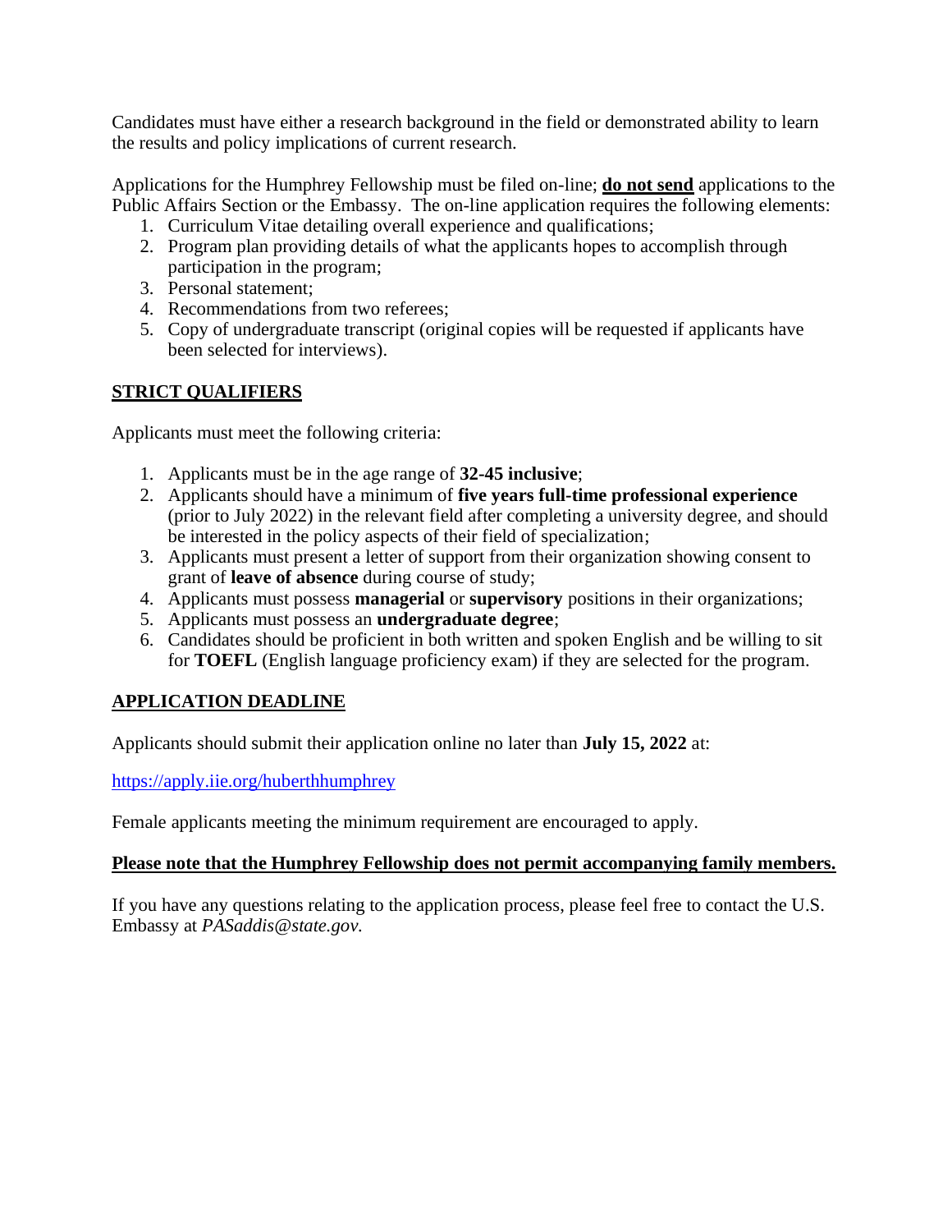Candidates must have either a research background in the field or demonstrated ability to learn the results and policy implications of current research.

Applications for the Humphrey Fellowship must be filed on-line; **do not send** applications to the Public Affairs Section or the Embassy. The on-line application requires the following elements:

1. Curriculum Vitae detailing overall experience and qualifications;
2. Program plan providing details of what the applicants hopes to accomplish through participation in the program;
3. Personal statement;
4. Recommendations from two referees;
5. Copy of undergraduate transcript (original copies will be requested if applicants have been selected for interviews).

## STRICT QUALIFIERS

Applicants must meet the following criteria:

1. Applicants must be in the age range of **32-45 inclusive**;
2. Applicants should have a minimum of **five years full-time professional experience** (prior to July 2022) in the relevant field after completing a university degree, and should be interested in the policy aspects of their field of specialization;
3. Applicants must present a letter of support from their organization showing consent to grant of **leave of absence** during course of study;
4. Applicants must possess **managerial** or **supervisory** positions in their organizations;
5. Applicants must possess an **undergraduate degree**;
6. Candidates should be proficient in both written and spoken English and be willing to sit for **TOEFL** (English language proficiency exam) if they are selected for the program.

## APPLICATION DEADLINE

Applicants should submit their application online no later than **July 15, 2022** at:

https://apply.iie.org/huberthhumphrey

Female applicants meeting the minimum requirement are encouraged to apply.

**Please note that the Humphrey Fellowship does not permit accompanying family members.**

If you have any questions relating to the application process, please feel free to contact the U.S. Embassy at *PASaddis@state.gov.*